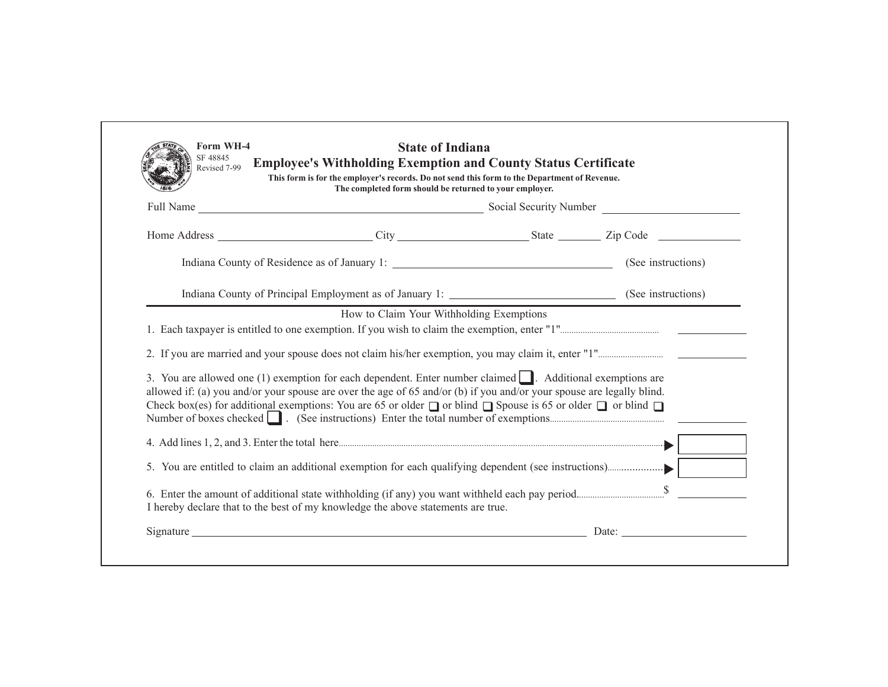Form WH-4
SF 48845
Revised 7-99

# State of Indiana

## Employee's Withholding Exemption and County Status Certificate

**This form is for the employer's records. Do not send this form to the Department of Revenue.**
**The completed form should be returned to your employer.**

Full Name ______________________________ Social Security Number ______________________

Home Address ______________________ City ______________________ State ________ Zip Code ____________

Indiana County of Residence as of January 1: ______________________________ (See instructions)

Indiana County of Principal Employment as of January 1: ______________________________ (See instructions)

How to Claim Your Withholding Exemptions

1. Each taxpayer is entitled to one exemption. If you wish to claim the exemption, enter "1" ____________

2. If you are married and your spouse does not claim his/her exemption, you may claim it, enter "1" ____________

3. You are allowed one (1) exemption for each dependent. Enter number claimed ☐. Additional exemptions are allowed if: (a) you and/or your spouse are over the age of 65 and/or (b) if you and/or your spouse are legally blind. Check box(es) for additional exemptions: You are 65 or older ☐ or blind ☐ Spouse is 65 or older ☐ or blind ☐ Number of boxes checked ☐. (See instructions) Enter the total number of exemptions ____________

4. Add lines 1, 2, and 3. Enter the total here ▶ ☐

5. You are entitled to claim an additional exemption for each qualifying dependent (see instructions) ▶ ☐

6. Enter the amount of additional state withholding (if any) you want withheld each pay period $ ____________

I hereby declare that to the best of my knowledge the above statements are true.

Signature ______________________________________________ Date: ____________________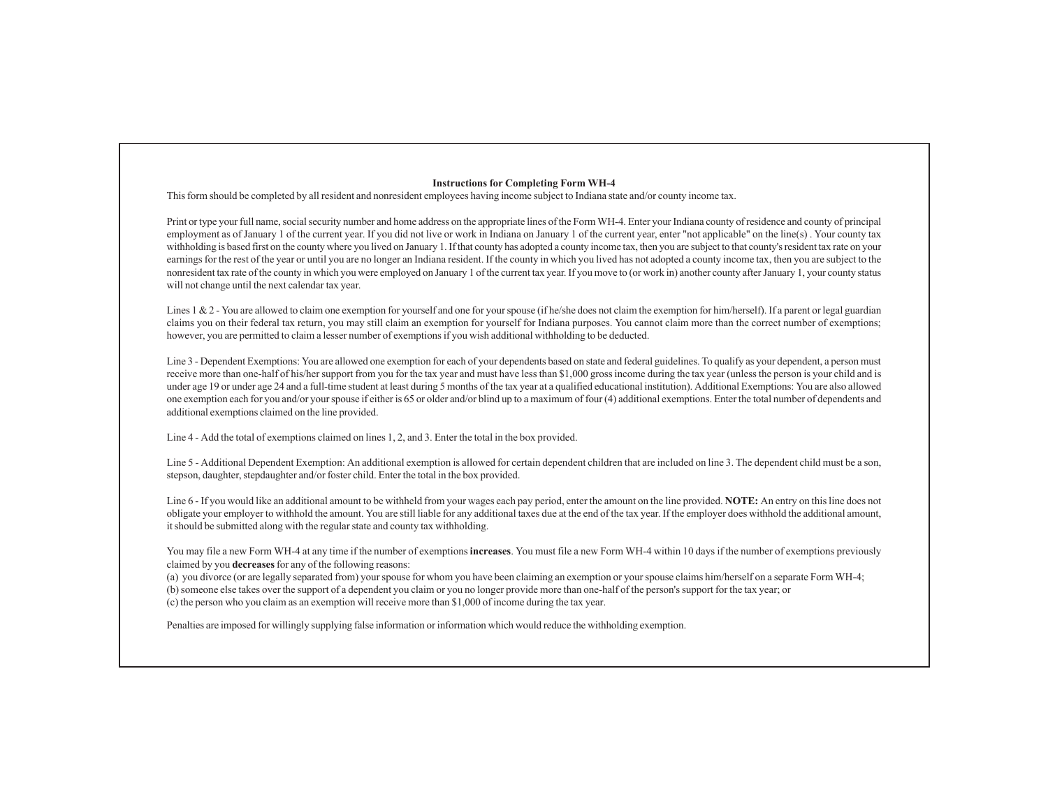## Instructions for Completing Form WH-4

This form should be completed by all resident and nonresident employees having income subject to Indiana state and/or county income tax.

Print or type your full name, social security number and home address on the appropriate lines of the Form WH-4. Enter your Indiana county of residence and county of principal employment as of January 1 of the current year. If you did not live or work in Indiana on January 1 of the current year, enter "not applicable" on the line(s) . Your county tax withholding is based first on the county where you lived on January 1. If that county has adopted a county income tax, then you are subject to that county's resident tax rate on your earnings for the rest of the year or until you are no longer an Indiana resident. If the county in which you lived has not adopted a county income tax, then you are subject to the nonresident tax rate of the county in which you were employed on January 1 of the current tax year. If you move to (or work in) another county after January 1, your county status will not change until the next calendar tax year.

Lines 1 & 2 - You are allowed to claim one exemption for yourself and one for your spouse (if he/she does not claim the exemption for him/herself). If a parent or legal guardian claims you on their federal tax return, you may still claim an exemption for yourself for Indiana purposes. You cannot claim more than the correct number of exemptions; however, you are permitted to claim a lesser number of exemptions if you wish additional withholding to be deducted.

Line 3 - Dependent Exemptions: You are allowed one exemption for each of your dependents based on state and federal guidelines. To qualify as your dependent, a person must receive more than one-half of his/her support from you for the tax year and must have less than $1,000 gross income during the tax year (unless the person is your child and is under age 19 or under age 24 and a full-time student at least during 5 months of the tax year at a qualified educational institution). Additional Exemptions: You are also allowed one exemption each for you and/or your spouse if either is 65 or older and/or blind up to a maximum of four (4) additional exemptions. Enter the total number of dependents and additional exemptions claimed on the line provided.

Line 4 - Add the total of exemptions claimed on lines 1, 2, and 3. Enter the total in the box provided.

Line 5 - Additional Dependent Exemption: An additional exemption is allowed for certain dependent children that are included on line 3. The dependent child must be a son, stepson, daughter, stepdaughter and/or foster child. Enter the total in the box provided.

Line 6 - If you would like an additional amount to be withheld from your wages each pay period, enter the amount on the line provided. **NOTE:** An entry on this line does not obligate your employer to withhold the amount. You are still liable for any additional taxes due at the end of the tax year. If the employer does withhold the additional amount, it should be submitted along with the regular state and county tax withholding.

You may file a new Form WH-4 at any time if the number of exemptions **increases**. You must file a new Form WH-4 within 10 days if the number of exemptions previously claimed by you **decreases** for any of the following reasons:

(a) you divorce (or are legally separated from) your spouse for whom you have been claiming an exemption or your spouse claims him/herself on a separate Form WH-4;
(b) someone else takes over the support of a dependent you claim or you no longer provide more than one-half of the person's support for the tax year; or
(c) the person who you claim as an exemption will receive more than $1,000 of income during the tax year.

Penalties are imposed for willingly supplying false information or information which would reduce the withholding exemption.